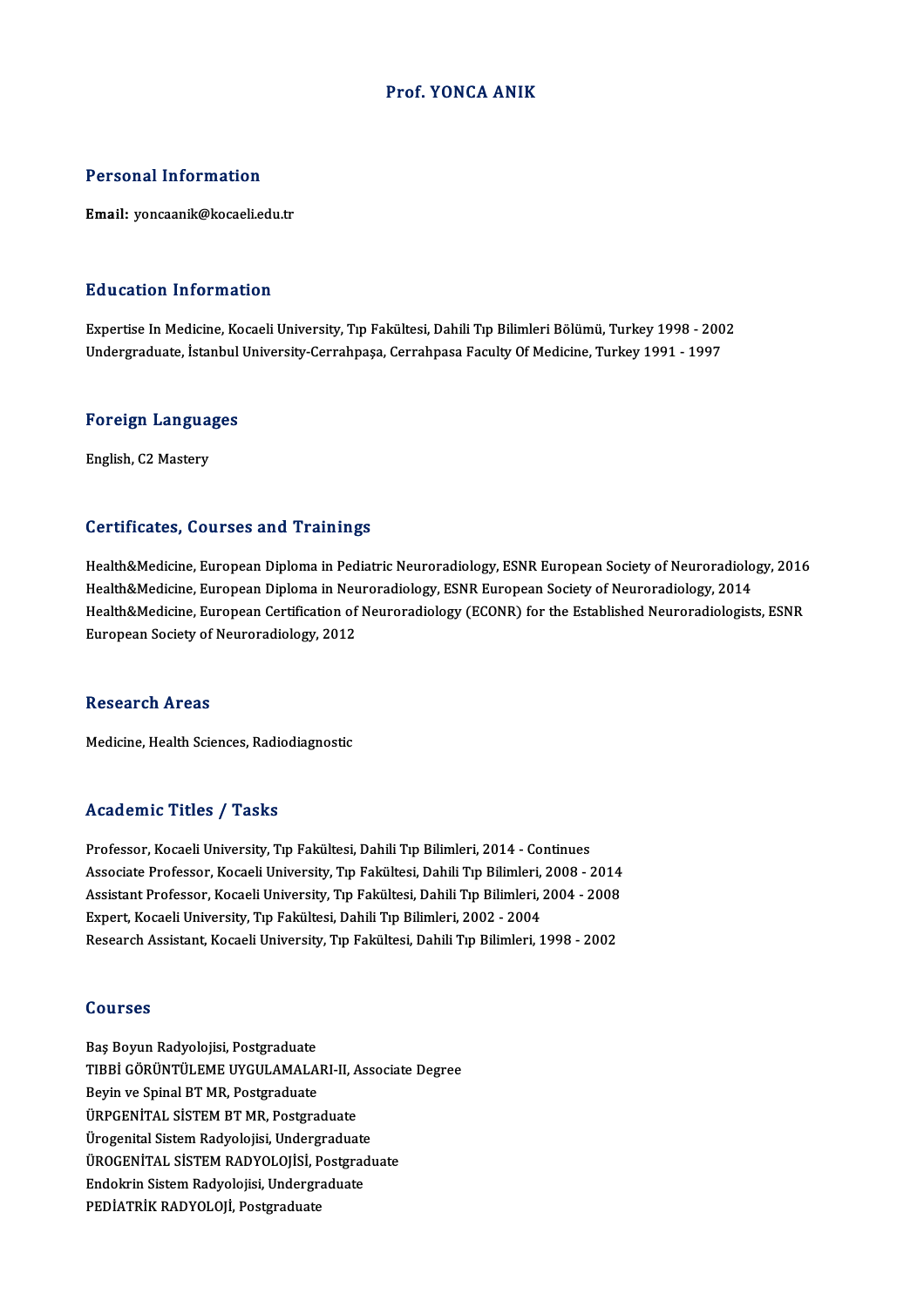# Prof. YONCA ANIK

## Personal Information

**Email:** yoncaanik@kocaeli.edu.tr

## Education Information

Expertise In Medicine, Kocaeli University, Tıp Fakültesi, Dahili Tıp Bilimleri Bölümü, Turkey 1998 - 2002
Undergraduate, İstanbul University-Cerrahpaşa, Cerrahpasa Faculty Of Medicine, Turkey 1991 - 1997

## Foreign Languages

English, C2 Mastery

## Certificates, Courses and Trainings

Health&Medicine, European Diploma in Pediatric Neuroradiology, ESNR European Society of Neuroradiology, 2016
Health&Medicine, European Diploma in Neuroradiology, ESNR European Society of Neuroradiology, 2014
Health&Medicine, European Certification of Neuroradiology (ECONR) for the Established Neuroradiologists, ESNR European Society of Neuroradiology, 2012

## Research Areas

Medicine, Health Sciences, Radiodiagnostic

## Academic Titles / Tasks

Professor, Kocaeli University, Tıp Fakültesi, Dahili Tıp Bilimleri, 2014 - Continues
Associate Professor, Kocaeli University, Tıp Fakültesi, Dahili Tıp Bilimleri, 2008 - 2014
Assistant Professor, Kocaeli University, Tıp Fakültesi, Dahili Tıp Bilimleri, 2004 - 2008
Expert, Kocaeli University, Tıp Fakültesi, Dahili Tıp Bilimleri, 2002 - 2004
Research Assistant, Kocaeli University, Tıp Fakültesi, Dahili Tıp Bilimleri, 1998 - 2002

## Courses

Baş Boyun Radyolojisi, Postgraduate
TIBBİ GÖRÜNTÜLEME UYGULAMALARI-II, Associate Degree
Beyin ve Spinal BT MR, Postgraduate
ÜRPGENİTAL SİSTEM BT MR, Postgraduate
Ürogenital Sistem Radyolojisi, Undergraduate
ÜROGENİTAL SİSTEM RADYOLOJİSİ, Postgraduate
Endokrin Sistem Radyolojisi, Undergraduate
PEDİATRİK RADYOLOJİ, Postgraduate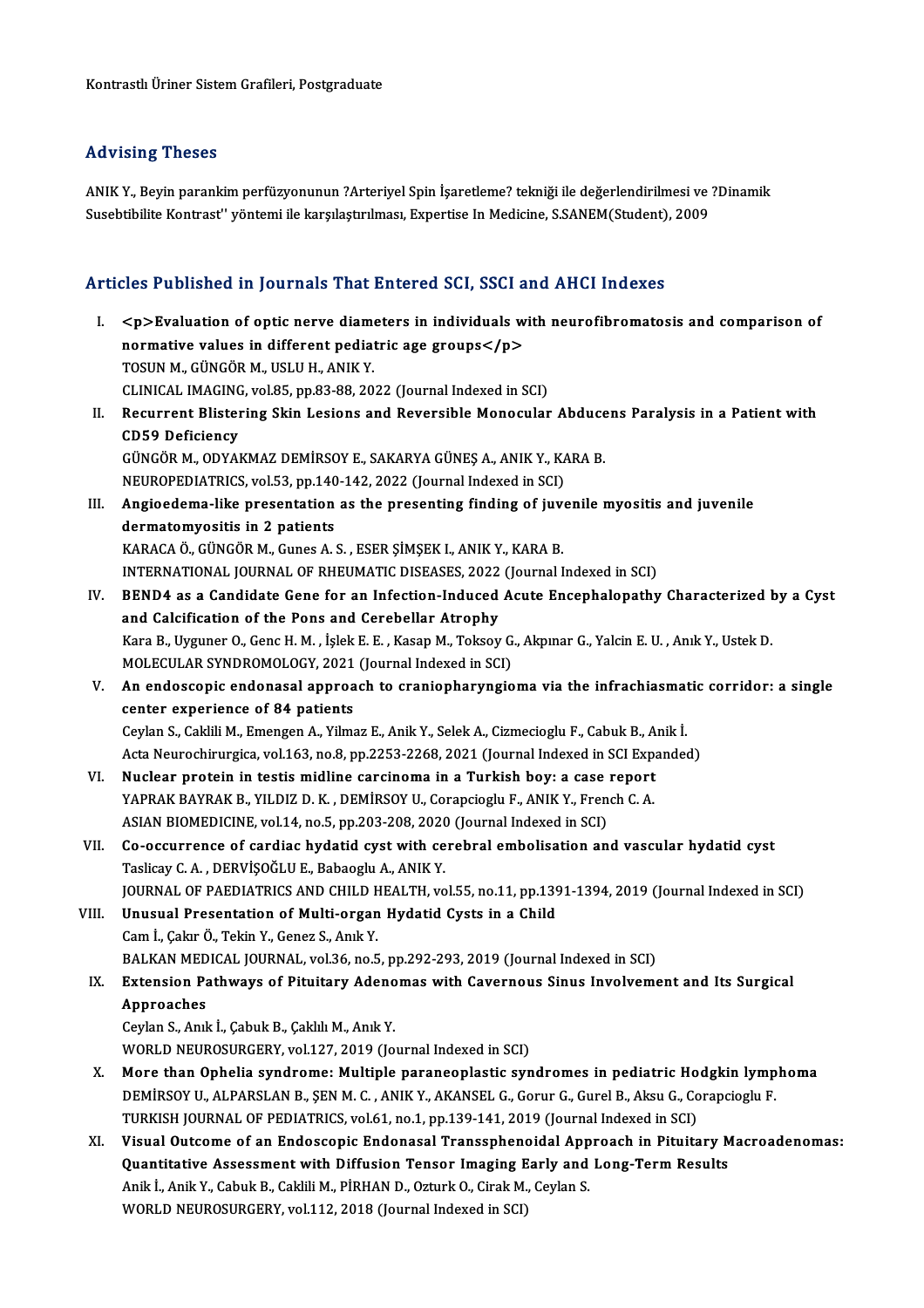Kontrastlı Üriner Sistem Grafileri, Postgraduate

## Advising Theses

ANIK Y., Beyin parankim perfüzyonunun ?Arteriyel Spin İşaretleme? tekniği ile değerlendirilmesi ve ?Dinamik Susebtibilite Kontrast'' yöntemi ile karşılaştırılması, Expertise In Medicine, S.SANEM(Student), 2009

## Articles Published in Journals That Entered SCI, SSCI and AHCI Indexes

I. **<p>Evaluation of optic nerve diameters in individuals with neurofibromatosis and comparison of normative values in different pediatric age groups</p>**
TOSUN M., GÜNGÖR M., USLU H., ANIK Y.
CLINICAL IMAGING, vol.85, pp.83-88, 2022 (Journal Indexed in SCI)

II. **Recurrent Blistering Skin Lesions and Reversible Monocular Abducens Paralysis in a Patient with CD59 Deficiency**
GÜNGÖR M., ODYAKMAZ DEMİRSOY E., SAKARYA GÜNEŞ A., ANIK Y., KARA B.
NEUROPEDIATRICS, vol.53, pp.140-142, 2022 (Journal Indexed in SCI)

III. **Angioedema-like presentation as the presenting finding of juvenile myositis and juvenile dermatomyositis in 2 patients**
KARACA Ö., GÜNGÖR M., Gunes A. S. , ESER ŞİMŞEK I., ANIK Y., KARA B.
INTERNATIONAL JOURNAL OF RHEUMATIC DISEASES, 2022 (Journal Indexed in SCI)

IV. **BEND4 as a Candidate Gene for an Infection-Induced Acute Encephalopathy Characterized by a Cyst and Calcification of the Pons and Cerebellar Atrophy**
Kara B., Uyguner O., Genc H. M. , İşlek E. E. , Kasap M., Toksoy G., Akpınar G., Yalcin E. U. , Anık Y., Ustek D.
MOLECULAR SYNDROMOLOGY, 2021 (Journal Indexed in SCI)

V. **An endoscopic endonasal approach to craniopharyngioma via the infrachiasmatic corridor: a single center experience of 84 patients**
Ceylan S., Caklili M., Emengen A., Yilmaz E., Anik Y., Selek A., Cizmecioglu F., Cabuk B., Anik İ.
Acta Neurochirurgica, vol.163, no.8, pp.2253-2268, 2021 (Journal Indexed in SCI Expanded)

VI. **Nuclear protein in testis midline carcinoma in a Turkish boy: a case report**
YAPRAK BAYRAK B., YILDIZ D. K. , DEMİRSOY U., Corapcioglu F., ANIK Y., French C. A.
ASIAN BIOMEDICINE, vol.14, no.5, pp.203-208, 2020 (Journal Indexed in SCI)

VII. **Co-occurrence of cardiac hydatid cyst with cerebral embolisation and vascular hydatid cyst**
Taslicay C. A. , DERVİŞOĞLU E., Babaoglu A., ANIK Y.
JOURNAL OF PAEDIATRICS AND CHILD HEALTH, vol.55, no.11, pp.1391-1394, 2019 (Journal Indexed in SCI)

VIII. **Unusual Presentation of Multi-organ Hydatid Cysts in a Child**
Cam İ., Çakır Ö., Tekin Y., Genez S., Anık Y.
BALKAN MEDICAL JOURNAL, vol.36, no.5, pp.292-293, 2019 (Journal Indexed in SCI)

IX. **Extension Pathways of Pituitary Adenomas with Cavernous Sinus Involvement and Its Surgical Approaches**
Ceylan S., Anık İ., Çabuk B., Çaklılı M., Anık Y.
WORLD NEUROSURGERY, vol.127, 2019 (Journal Indexed in SCI)

X. **More than Ophelia syndrome: Multiple paraneoplastic syndromes in pediatric Hodgkin lymphoma**
DEMİRSOY U., ALPARSLAN B., ŞEN M. C. , ANIK Y., AKANSEL G., Gorur G., Gurel B., Aksu G., Corapcioglu F.
TURKISH JOURNAL OF PEDIATRICS, vol.61, no.1, pp.139-141, 2019 (Journal Indexed in SCI)

XI. **Visual Outcome of an Endoscopic Endonasal Transsphenoidal Approach in Pituitary Macroadenomas: Quantitative Assessment with Diffusion Tensor Imaging Early and Long-Term Results**
Anik İ., Anik Y., Cabuk B., Caklili M., PİRHAN D., Ozturk O., Cirak M., Ceylan S.
WORLD NEUROSURGERY, vol.112, 2018 (Journal Indexed in SCI)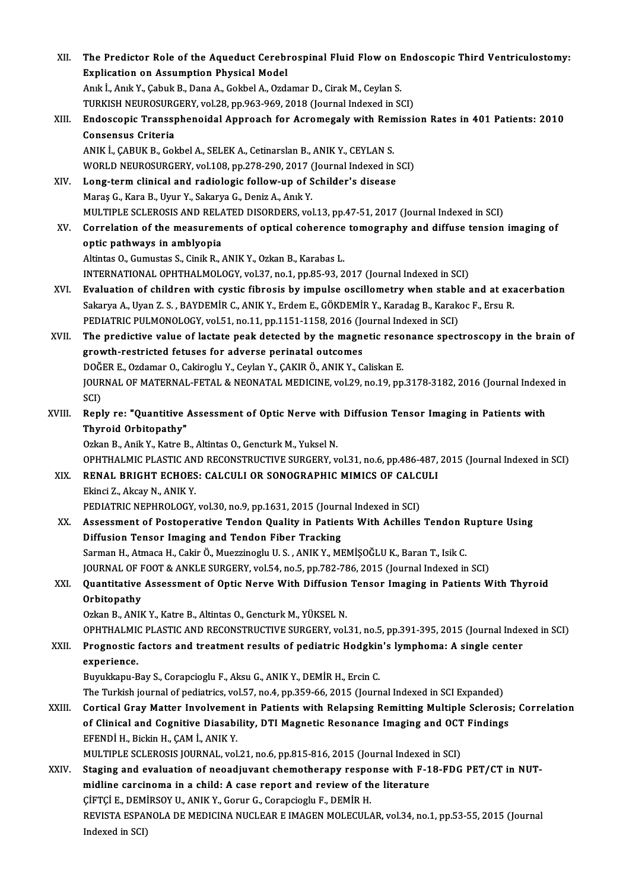XII. **The Predictor Role of the Aqueduct Cerebrospinal Fluid Flow on Endoscopic Third Ventriculostomy: Explication on Assumption Physical Model**
Anık İ., Anık Y., Çabuk B., Dana A., Gokbel A., Ozdamar D., Cirak M., Ceylan S.
TURKISH NEUROSURGERY, vol.28, pp.963-969, 2018 (Journal Indexed in SCI)

XIII. **Endoscopic Transsphenoidal Approach for Acromegaly with Remission Rates in 401 Patients: 2010 Consensus Criteria**
ANIK İ., ÇABUK B., Gokbel A., SELEK A., Cetinarslan B., ANIK Y., CEYLAN S.
WORLD NEUROSURGERY, vol.108, pp.278-290, 2017 (Journal Indexed in SCI)

XIV. **Long-term clinical and radiologic follow-up of Schilder's disease**
Maraş G., Kara B., Uyur Y., Sakarya G., Deniz A., Anık Y.
MULTIPLE SCLEROSIS AND RELATED DISORDERS, vol.13, pp.47-51, 2017 (Journal Indexed in SCI)

XV. **Correlation of the measurements of optical coherence tomography and diffuse tension imaging of optic pathways in amblyopia**
Altintas O., Gumustas S., Cinik R., ANIK Y., Ozkan B., Karabas L.
INTERNATIONAL OPHTHALMOLOGY, vol.37, no.1, pp.85-93, 2017 (Journal Indexed in SCI)

XVI. **Evaluation of children with cystic fibrosis by impulse oscillometry when stable and at exacerbation**
Sakarya A., Uyan Z. S. , BAYDEMİR C., ANIK Y., Erdem E., GÖKDEMİR Y., Karadag B., Karakoc F., Ersu R.
PEDIATRIC PULMONOLOGY, vol.51, no.11, pp.1151-1158, 2016 (Journal Indexed in SCI)

XVII. **The predictive value of lactate peak detected by the magnetic resonance spectroscopy in the brain of growth-restricted fetuses for adverse perinatal outcomes**
DOĞER E., Ozdamar O., Cakiroglu Y., Ceylan Y., ÇAKIR Ö., ANIK Y., Caliskan E.
JOURNAL OF MATERNAL-FETAL & NEONATAL MEDICINE, vol.29, no.19, pp.3178-3182, 2016 (Journal Indexed in SCI)

XVIII. **Reply re: "Quantitive Assessment of Optic Nerve with Diffusion Tensor Imaging in Patients with Thyroid Orbitopathy"**
Ozkan B., Anik Y., Katre B., Altintas O., Gencturk M., Yuksel N.
OPHTHALMIC PLASTIC AND RECONSTRUCTIVE SURGERY, vol.31, no.6, pp.486-487, 2015 (Journal Indexed in SCI)

XIX. **RENAL BRIGHT ECHOES: CALCULI OR SONOGRAPHIC MIMICS OF CALCULI**
Ekinci Z., Akcay N., ANIK Y.
PEDIATRIC NEPHROLOGY, vol.30, no.9, pp.1631, 2015 (Journal Indexed in SCI)

XX. **Assessment of Postoperative Tendon Quality in Patients With Achilles Tendon Rupture Using Diffusion Tensor Imaging and Tendon Fiber Tracking**
Sarman H., Atmaca H., Cakir Ö., Muezzinoglu U. S. , ANIK Y., MEMİŞOĞLU K., Baran T., Isik C.
JOURNAL OF FOOT & ANKLE SURGERY, vol.54, no.5, pp.782-786, 2015 (Journal Indexed in SCI)

XXI. **Quantitative Assessment of Optic Nerve With Diffusion Tensor Imaging in Patients With Thyroid Orbitopathy**
Ozkan B., ANIK Y., Katre B., Altintas O., Gencturk M., YÜKSEL N.
OPHTHALMIC PLASTIC AND RECONSTRUCTIVE SURGERY, vol.31, no.5, pp.391-395, 2015 (Journal Indexed in SCI)

XXII. **Prognostic factors and treatment results of pediatric Hodgkin's lymphoma: A single center experience.**
Buyukkapu-Bay S., Corapcioglu F., Aksu G., ANIK Y., DEMİR H., Ercin C.
The Turkish journal of pediatrics, vol.57, no.4, pp.359-66, 2015 (Journal Indexed in SCI Expanded)

XXIII. **Cortical Gray Matter Involvement in Patients with Relapsing Remitting Multiple Sclerosis; Correlation of Clinical and Cognitive Diasability, DTI Magnetic Resonance Imaging and OCT Findings**
EFENDİ H., Bickin H., ÇAM İ., ANIK Y.
MULTIPLE SCLEROSIS JOURNAL, vol.21, no.6, pp.815-816, 2015 (Journal Indexed in SCI)

XXIV. **Staging and evaluation of neoadjuvant chemotherapy response with F-18-FDG PET/CT in NUT-midline carcinoma in a child: A case report and review of the literature**
ÇİFTÇİ E., DEMİRSOY U., ANIK Y., Gorur G., Corapcioglu F., DEMİR H.
REVISTA ESPANOLA DE MEDICINA NUCLEAR E IMAGEN MOLECULAR, vol.34, no.1, pp.53-55, 2015 (Journal Indexed in SCI)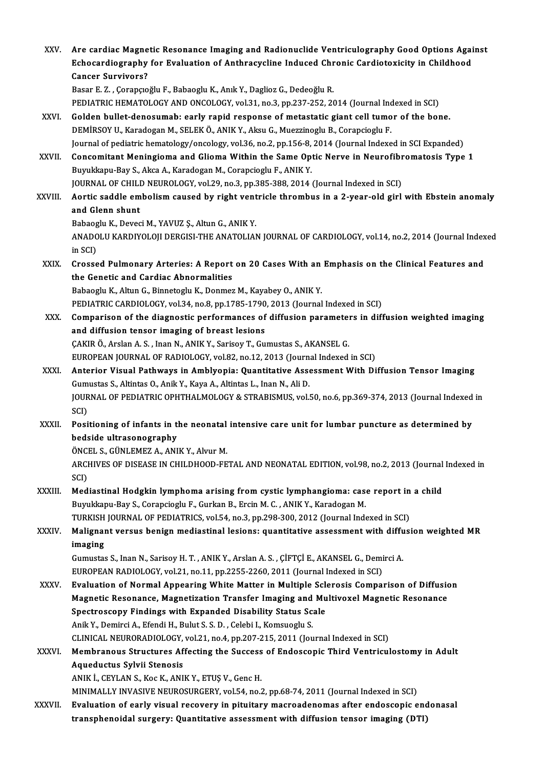XXV. **Are cardiac Magnetic Resonance Imaging and Radionuclide Ventriculography Good Options Against Echocardiography for Evaluation of Anthracycline Induced Chronic Cardiotoxicity in Childhood Cancer Survivors?**
Basar E. Z. , Çorapçıoğlu F., Babaoglu K., Anık Y., Daglioz G., Dedeoğlu R.
PEDIATRIC HEMATOLOGY AND ONCOLOGY, vol.31, no.3, pp.237-252, 2014 (Journal Indexed in SCI)

XXVI. **Golden bullet-denosumab: early rapid response of metastatic giant cell tumor of the bone.**
DEMİRSOY U., Karadogan M., SELEK Ö., ANIK Y., Aksu G., Muezzinoglu B., Corapcioglu F.
Journal of pediatric hematology/oncology, vol.36, no.2, pp.156-8, 2014 (Journal Indexed in SCI Expanded)

XXVII. **Concomitant Meningioma and Glioma Within the Same Optic Nerve in Neurofibromatosis Type 1**
Buyukkapu-Bay S., Akca A., Karadogan M., Corapcioglu F., ANIK Y.
JOURNAL OF CHILD NEUROLOGY, vol.29, no.3, pp.385-388, 2014 (Journal Indexed in SCI)

XXVIII. **Aortic saddle embolism caused by right ventricle thrombus in a 2-year-old girl with Ebstein anomaly and Glenn shunt**
Babaoglu K., Deveci M., YAVUZ Ş., Altun G., ANIK Y.
ANADOLU KARDIYOLOJI DERGISI-THE ANATOLIAN JOURNAL OF CARDIOLOGY, vol.14, no.2, 2014 (Journal Indexed in SCI)

XXIX. **Crossed Pulmonary Arteries: A Report on 20 Cases With an Emphasis on the Clinical Features and the Genetic and Cardiac Abnormalities**
Babaoglu K., Altun G., Binnetoglu K., Donmez M., Kayabey O., ANIK Y.
PEDIATRIC CARDIOLOGY, vol.34, no.8, pp.1785-1790, 2013 (Journal Indexed in SCI)

XXX. **Comparison of the diagnostic performances of diffusion parameters in diffusion weighted imaging and diffusion tensor imaging of breast lesions**
ÇAKIR Ö., Arslan A. S. , Inan N., ANIK Y., Sarisoy T., Gumustas S., AKANSEL G.
EUROPEAN JOURNAL OF RADIOLOGY, vol.82, no.12, 2013 (Journal Indexed in SCI)

XXXI. **Anterior Visual Pathways in Amblyopia: Quantitative Assessment With Diffusion Tensor Imaging**
Gumustas S., Altintas O., Anik Y., Kaya A., Altintas L., Inan N., Ali D.
JOURNAL OF PEDIATRIC OPHTHALMOLOGY & STRABISMUS, vol.50, no.6, pp.369-374, 2013 (Journal Indexed in SCI)

XXXII. **Positioning of infants in the neonatal intensive care unit for lumbar puncture as determined by bedside ultrasonography**
ÖNCEL S., GÜNLEMEZ A., ANIK Y., Alvur M.
ARCHIVES OF DISEASE IN CHILDHOOD-FETAL AND NEONATAL EDITION, vol.98, no.2, 2013 (Journal Indexed in SCI)

XXXIII. **Mediastinal Hodgkin lymphoma arising from cystic lymphangioma: case report in a child**
Buyukkapu-Bay S., Corapcioglu F., Gurkan B., Ercin M. C. , ANIK Y., Karadogan M.
TURKISH JOURNAL OF PEDIATRICS, vol.54, no.3, pp.298-300, 2012 (Journal Indexed in SCI)

XXXIV. **Malignant versus benign mediastinal lesions: quantitative assessment with diffusion weighted MR imaging**
Gumustas S., Inan N., Sarisoy H. T. , ANIK Y., Arslan A. S. , ÇİFTÇİ E., AKANSEL G., Demirci A.
EUROPEAN RADIOLOGY, vol.21, no.11, pp.2255-2260, 2011 (Journal Indexed in SCI)

XXXV. **Evaluation of Normal Appearing White Matter in Multiple Sclerosis Comparison of Diffusion Magnetic Resonance, Magnetization Transfer Imaging and Multivoxel Magnetic Resonance Spectroscopy Findings with Expanded Disability Status Scale**
Anik Y., Demirci A., Efendi H., Bulut S. S. D. , Celebi I., Komsuoglu S.
CLINICAL NEURORADIOLOGY, vol.21, no.4, pp.207-215, 2011 (Journal Indexed in SCI)

XXXVI. **Membranous Structures Affecting the Success of Endoscopic Third Ventriculostomy in Adult Aqueductus Sylvii Stenosis**
ANIK İ., CEYLAN S., Koc K., ANIK Y., ETUŞ V., Genc H.
MINIMALLY INVASIVE NEUROSURGERY, vol.54, no.2, pp.68-74, 2011 (Journal Indexed in SCI)

XXXVII. **Evaluation of early visual recovery in pituitary macroadenomas after endoscopic endonasal transphenoidal surgery: Quantitative assessment with diffusion tensor imaging (DTI)**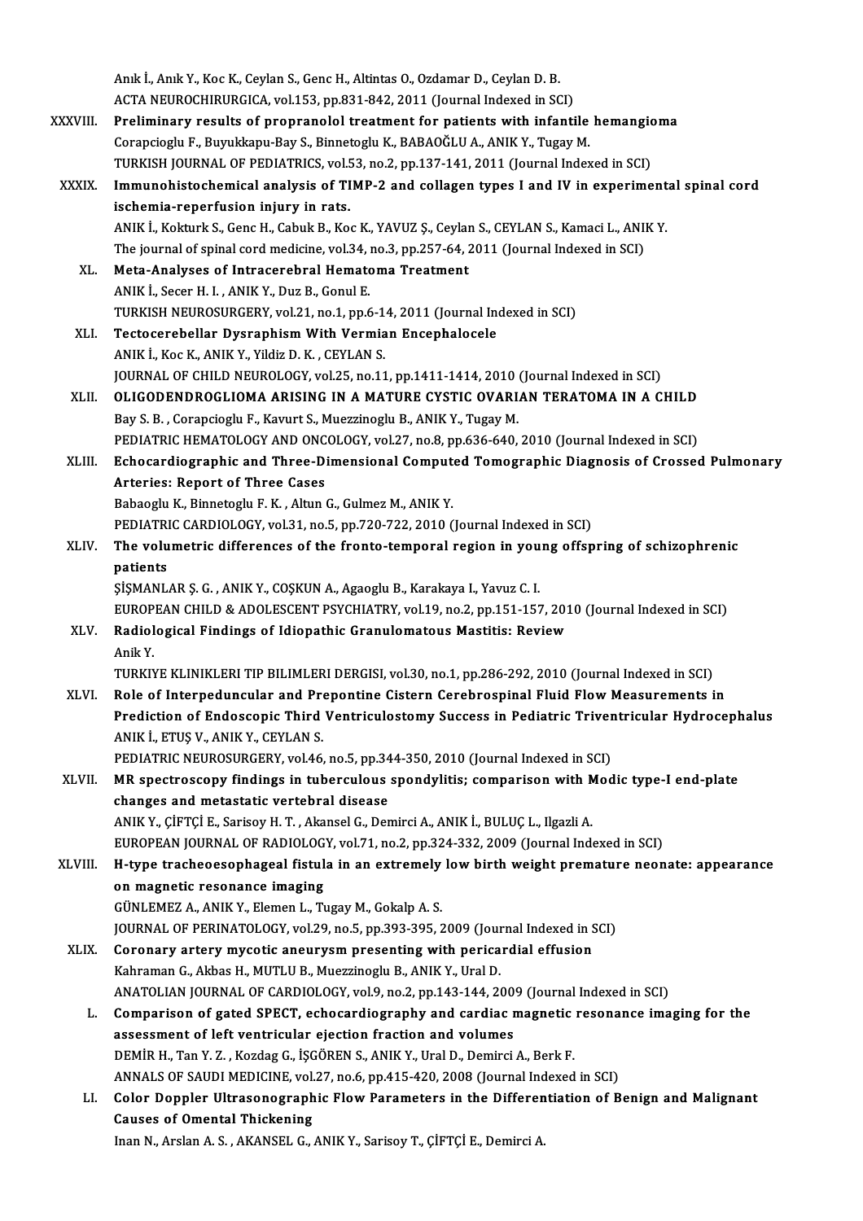Anık İ., Anık Y., Koc K., Ceylan S., Genc H., Altintas O., Ozdamar D., Ceylan D. B.
ACTA NEUROCHIRURGICA, vol.153, pp.831-842, 2011 (Journal Indexed in SCI)

XXXVIII. **Preliminary results of propranolol treatment for patients with infantile hemangioma**
Corapcioglu F., Buyukkapu-Bay S., Binnetoglu K., BABAOĞLU A., ANIK Y., Tugay M.
TURKISH JOURNAL OF PEDIATRICS, vol.53, no.2, pp.137-141, 2011 (Journal Indexed in SCI)

XXXIX. **Immunohistochemical analysis of TIMP-2 and collagen types I and IV in experimental spinal cord ischemia-reperfusion injury in rats.**
ANIK İ., Kokturk S., Genc H., Cabuk B., Koc K., YAVUZ Ş., Ceylan S., CEYLAN S., Kamaci L., ANIK Y.
The journal of spinal cord medicine, vol.34, no.3, pp.257-64, 2011 (Journal Indexed in SCI)

XL. **Meta-Analyses of Intracerebral Hematoma Treatment**
ANIK İ., Secer H. I., ANIK Y., Duz B., Gonul E.
TURKISH NEUROSURGERY, vol.21, no.1, pp.6-14, 2011 (Journal Indexed in SCI)

XLI. **Tectocerebellar Dysraphism With Vermian Encephalocele**
ANIK İ., Koc K., ANIK Y., Yildiz D. K., CEYLAN S.
JOURNAL OF CHILD NEUROLOGY, vol.25, no.11, pp.1411-1414, 2010 (Journal Indexed in SCI)

XLII. **OLIGODENDROGLIOMA ARISING IN A MATURE CYSTIC OVARIAN TERATOMA IN A CHILD**
Bay S. B., Corapcioglu F., Kavurt S., Muezzinoglu B., ANIK Y., Tugay M.
PEDIATRIC HEMATOLOGY AND ONCOLOGY, vol.27, no.8, pp.636-640, 2010 (Journal Indexed in SCI)

XLIII. **Echocardiographic and Three-Dimensional Computed Tomographic Diagnosis of Crossed Pulmonary Arteries: Report of Three Cases**
Babaoglu K., Binnetoglu F. K., Altun G., Gulmez M., ANIK Y.
PEDIATRIC CARDIOLOGY, vol.31, no.5, pp.720-722, 2010 (Journal Indexed in SCI)

XLIV. **The volumetric differences of the fronto-temporal region in young offspring of schizophrenic patients**
ŞİŞMANLAR Ş. G., ANIK Y., COŞKUN A., Agaoglu B., Karakaya I., Yavuz C. I.
EUROPEAN CHILD & ADOLESCENT PSYCHIATRY, vol.19, no.2, pp.151-157, 2010 (Journal Indexed in SCI)

XLV. **Radiological Findings of Idiopathic Granulomatous Mastitis: Review**
Anik Y.
TURKIYE KLINIKLERI TIP BILIMLERI DERGISI, vol.30, no.1, pp.286-292, 2010 (Journal Indexed in SCI)

XLVI. **Role of Interpeduncular and Prepontine Cistern Cerebrospinal Fluid Flow Measurements in Prediction of Endoscopic Third Ventriculostomy Success in Pediatric Triventricular Hydrocephalus**
ANIK İ., ETUŞ V., ANIK Y., CEYLAN S.
PEDIATRIC NEUROSURGERY, vol.46, no.5, pp.344-350, 2010 (Journal Indexed in SCI)

XLVII. **MR spectroscopy findings in tuberculous spondylitis; comparison with Modic type-I end-plate changes and metastatic vertebral disease**
ANIK Y., ÇİFTÇİ E., Sarisoy H. T., Akansel G., Demirci A., ANIK İ., BULUÇ L., Ilgazli A.
EUROPEAN JOURNAL OF RADIOLOGY, vol.71, no.2, pp.324-332, 2009 (Journal Indexed in SCI)

XLVIII. **H-type tracheoesophageal fistula in an extremely low birth weight premature neonate: appearance on magnetic resonance imaging**
GÜNLEMEZ A., ANIK Y., Elemen L., Tugay M., Gokalp A. S.
JOURNAL OF PERINATOLOGY, vol.29, no.5, pp.393-395, 2009 (Journal Indexed in SCI)

XLIX. **Coronary artery mycotic aneurysm presenting with pericardial effusion**
Kahraman G., Akbas H., MUTLU B., Muezzinoglu B., ANIK Y., Ural D.
ANATOLIAN JOURNAL OF CARDIOLOGY, vol.9, no.2, pp.143-144, 2009 (Journal Indexed in SCI)

L. **Comparison of gated SPECT, echocardiography and cardiac magnetic resonance imaging for the assessment of left ventricular ejection fraction and volumes**
DEMİR H., Tan Y. Z., Kozdag G., İŞGÖREN S., ANIK Y., Ural D., Demirci A., Berk F.
ANNALS OF SAUDI MEDICINE, vol.27, no.6, pp.415-420, 2008 (Journal Indexed in SCI)

LI. **Color Doppler Ultrasonographic Flow Parameters in the Differentiation of Benign and Malignant Causes of Omental Thickening**
Inan N., Arslan A. S., AKANSEL G., ANIK Y., Sarisoy T., ÇİFTÇİ E., Demirci A.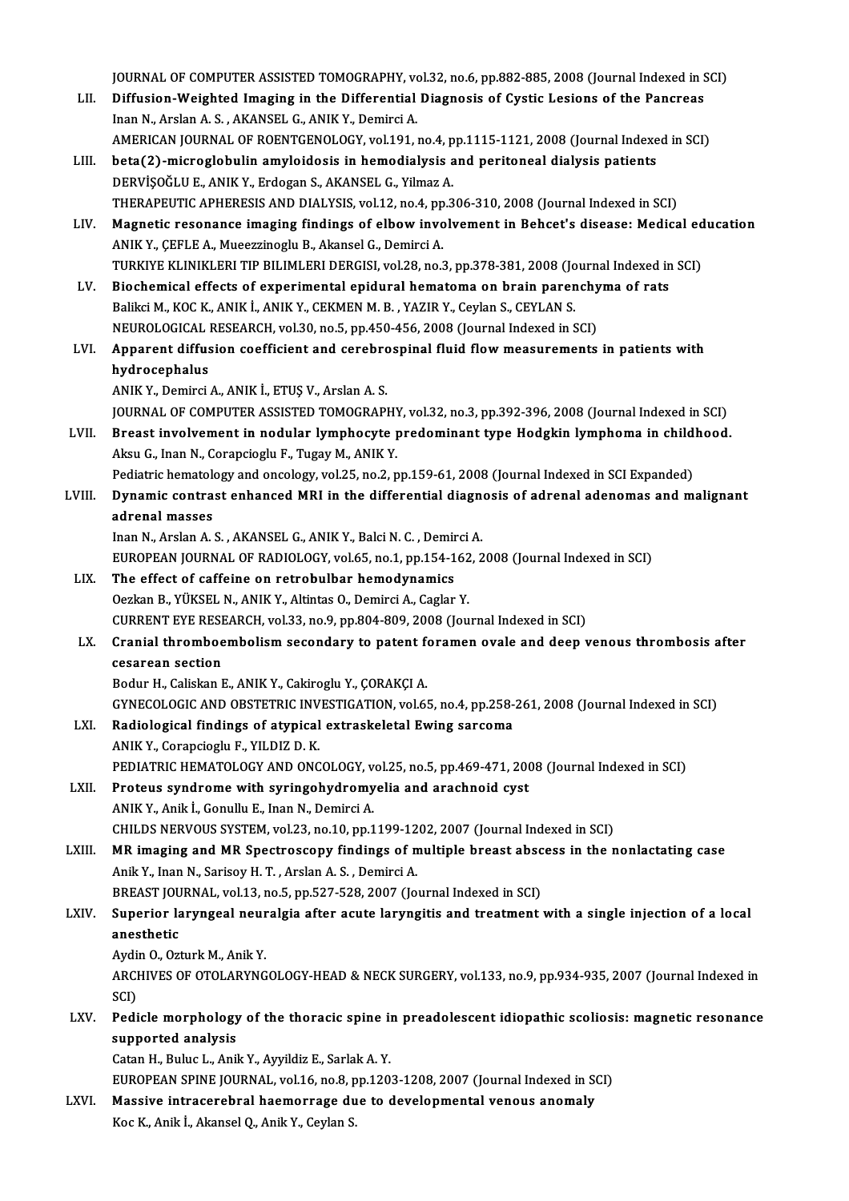JOURNAL OF COMPUTER ASSISTED TOMOGRAPHY, vol.32, no.6, pp.882-885, 2008 (Journal Indexed in SCI)

LII. **Diffusion-Weighted Imaging in the Differential Diagnosis of Cystic Lesions of the Pancreas**
Inan N., Arslan A. S. , AKANSEL G., ANIK Y., Demirci A.
AMERICAN JOURNAL OF ROENTGENOLOGY, vol.191, no.4, pp.1115-1121, 2008 (Journal Indexed in SCI)

LIII. **beta(2)-microglobulin amyloidosis in hemodialysis and peritoneal dialysis patients**
DERVİŞOĞLU E., ANIK Y., Erdogan S., AKANSEL G., Yilmaz A.
THERAPEUTIC APHERESIS AND DIALYSIS, vol.12, no.4, pp.306-310, 2008 (Journal Indexed in SCI)

LIV. **Magnetic resonance imaging findings of elbow involvement in Behcet's disease: Medical education**
ANIK Y., ÇEFLE A., Mueezzinoglu B., Akansel G., Demirci A.
TURKIYE KLINIKLERI TIP BILIMLERI DERGISI, vol.28, no.3, pp.378-381, 2008 (Journal Indexed in SCI)

LV. **Biochemical effects of experimental epidural hematoma on brain parenchyma of rats**
Balikci M., KOC K., ANIK İ., ANIK Y., CEKMEN M. B. , YAZIR Y., Ceylan S., CEYLAN S.
NEUROLOGICAL RESEARCH, vol.30, no.5, pp.450-456, 2008 (Journal Indexed in SCI)

LVI. **Apparent diffusion coefficient and cerebrospinal fluid flow measurements in patients with hydrocephalus**
ANIK Y., Demirci A., ANIK İ., ETUŞ V., Arslan A. S.
JOURNAL OF COMPUTER ASSISTED TOMOGRAPHY, vol.32, no.3, pp.392-396, 2008 (Journal Indexed in SCI)

LVII. **Breast involvement in nodular lymphocyte predominant type Hodgkin lymphoma in childhood.**
Aksu G., Inan N., Corapcioglu F., Tugay M., ANIK Y.
Pediatric hematology and oncology, vol.25, no.2, pp.159-61, 2008 (Journal Indexed in SCI Expanded)

LVIII. **Dynamic contrast enhanced MRI in the differential diagnosis of adrenal adenomas and malignant adrenal masses**
Inan N., Arslan A. S. , AKANSEL G., ANIK Y., Balci N. C. , Demirci A.
EUROPEAN JOURNAL OF RADIOLOGY, vol.65, no.1, pp.154-162, 2008 (Journal Indexed in SCI)

LIX. **The effect of caffeine on retrobulbar hemodynamics**
Oezkan B., YÜKSEL N., ANIK Y., Altintas O., Demirci A., Caglar Y.
CURRENT EYE RESEARCH, vol.33, no.9, pp.804-809, 2008 (Journal Indexed in SCI)

LX. **Cranial thromboembolism secondary to patent foramen ovale and deep venous thrombosis after cesarean section**
Bodur H., Caliskan E., ANIK Y., Cakiroglu Y., ÇORAKÇI A.
GYNECOLOGIC AND OBSTETRIC INVESTIGATION, vol.65, no.4, pp.258-261, 2008 (Journal Indexed in SCI)

LXI. **Radiological findings of atypical extraskeletal Ewing sarcoma**
ANIK Y., Corapcioglu F., YILDIZ D. K.
PEDIATRIC HEMATOLOGY AND ONCOLOGY, vol.25, no.5, pp.469-471, 2008 (Journal Indexed in SCI)

LXII. **Proteus syndrome with syringohydromyelia and arachnoid cyst**
ANIK Y., Anik İ., Gonullu E., Inan N., Demirci A.
CHILDS NERVOUS SYSTEM, vol.23, no.10, pp.1199-1202, 2007 (Journal Indexed in SCI)

LXIII. **MR imaging and MR Spectroscopy findings of multiple breast abscess in the nonlactating case**
Anik Y., Inan N., Sarisoy H. T. , Arslan A. S. , Demirci A.
BREAST JOURNAL, vol.13, no.5, pp.527-528, 2007 (Journal Indexed in SCI)

LXIV. **Superior laryngeal neuralgia after acute laryngitis and treatment with a single injection of a local anesthetic**
Aydin O., Ozturk M., Anik Y.
ARCHIVES OF OTOLARYNGOLOGY-HEAD & NECK SURGERY, vol.133, no.9, pp.934-935, 2007 (Journal Indexed in SCI)

LXV. **Pedicle morphology of the thoracic spine in preadolescent idiopathic scoliosis: magnetic resonance supported analysis**
Catan H., Buluc L., Anik Y., Ayyildiz E., Sarlak A. Y.
EUROPEAN SPINE JOURNAL, vol.16, no.8, pp.1203-1208, 2007 (Journal Indexed in SCI)

LXVI. **Massive intracerebral haemorrage due to developmental venous anomaly**
Koc K., Anik İ., Akansel Q., Anik Y., Ceylan S.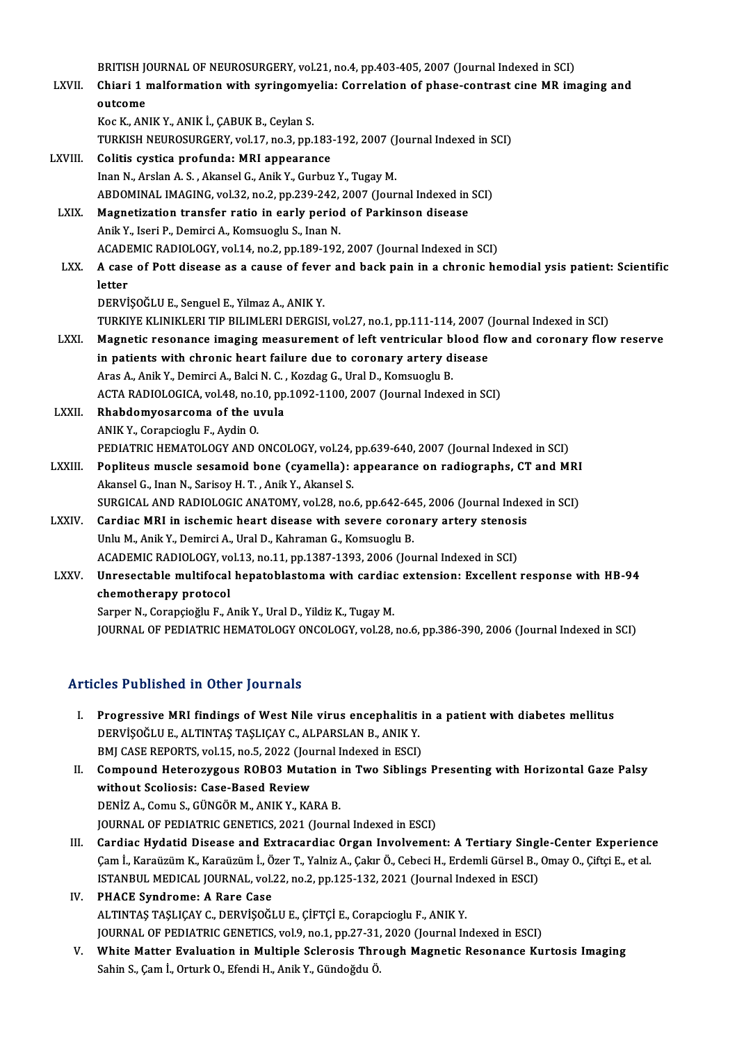BRITISH JOURNAL OF NEUROSURGERY, vol.21, no.4, pp.403-405, 2007 (Journal Indexed in SCI)

LXVII. **Chiari 1 malformation with syringomyelia: Correlation of phase-contrast cine MR imaging and outcome**
Koc K., ANIK Y., ANIK İ., ÇABUK B., Ceylan S.
TURKISH NEUROSURGERY, vol.17, no.3, pp.183-192, 2007 (Journal Indexed in SCI)

LXVIII. **Colitis cystica profunda: MRI appearance**
Inan N., Arslan A. S. , Akansel G., Anik Y., Gurbuz Y., Tugay M.
ABDOMINAL IMAGING, vol.32, no.2, pp.239-242, 2007 (Journal Indexed in SCI)

LXIX. **Magnetization transfer ratio in early period of Parkinson disease**
Anik Y., Iseri P., Demirci A., Komsuoglu S., Inan N.
ACADEMIC RADIOLOGY, vol.14, no.2, pp.189-192, 2007 (Journal Indexed in SCI)

LXX. **A case of Pott disease as a cause of fever and back pain in a chronic hemodial ysis patient: Scientific letter**
DERVİŞOĞLU E., Senguel E., Yilmaz A., ANIK Y.
TURKIYE KLINIKLERI TIP BILIMLERI DERGISI, vol.27, no.1, pp.111-114, 2007 (Journal Indexed in SCI)

LXXI. **Magnetic resonance imaging measurement of left ventricular blood flow and coronary flow reserve in patients with chronic heart failure due to coronary artery disease**
Aras A., Anik Y., Demirci A., Balci N. C. , Kozdag G., Ural D., Komsuoglu B.
ACTA RADIOLOGICA, vol.48, no.10, pp.1092-1100, 2007 (Journal Indexed in SCI)

LXXII. **Rhabdomyosarcoma of the uvula**
ANIK Y., Corapcioglu F., Aydin O.
PEDIATRIC HEMATOLOGY AND ONCOLOGY, vol.24, pp.639-640, 2007 (Journal Indexed in SCI)

LXXIII. **Popliteus muscle sesamoid bone (cyamella): appearance on radiographs, CT and MRI**
Akansel G., Inan N., Sarisoy H. T. , Anik Y., Akansel S.
SURGICAL AND RADIOLOGIC ANATOMY, vol.28, no.6, pp.642-645, 2006 (Journal Indexed in SCI)

LXXIV. **Cardiac MRI in ischemic heart disease with severe coronary artery stenosis**
Unlu M., Anik Y., Demirci A., Ural D., Kahraman G., Komsuoglu B.
ACADEMIC RADIOLOGY, vol.13, no.11, pp.1387-1393, 2006 (Journal Indexed in SCI)

LXXV. **Unresectable multifocal hepatoblastoma with cardiac extension: Excellent response with HB-94 chemotherapy protocol**
Sarper N., Corapçioğlu F., Anik Y., Ural D., Yildiz K., Tugay M.
JOURNAL OF PEDIATRIC HEMATOLOGY ONCOLOGY, vol.28, no.6, pp.386-390, 2006 (Journal Indexed in SCI)

## Articles Published in Other Journals

I. **Progressive MRI findings of West Nile virus encephalitis in a patient with diabetes mellitus**
DERVİŞOĞLU E., ALTINTAŞ TAŞLIÇAY C., ALPARSLAN B., ANIK Y.
BMJ CASE REPORTS, vol.15, no.5, 2022 (Journal Indexed in ESCI)

II. **Compound Heterozygous ROBO3 Mutation in Two Siblings Presenting with Horizontal Gaze Palsy without Scoliosis: Case-Based Review**
DENİZ A., Comu S., GÜNGÖR M., ANIK Y., KARA B.
JOURNAL OF PEDIATRIC GENETICS, 2021 (Journal Indexed in ESCI)

III. **Cardiac Hydatid Disease and Extracardiac Organ Involvement: A Tertiary Single-Center Experience**
Çam İ., Karaüzüm K., Karaüzüm İ., Özer T., Yalniz A., Çakır Ö., Cebeci H., Erdemli Gürsel B., Omay O., Çiftçi E., et al.
ISTANBUL MEDICAL JOURNAL, vol.22, no.2, pp.125-132, 2021 (Journal Indexed in ESCI)

IV. **PHACE Syndrome: A Rare Case**
ALTINTAŞ TAŞLIÇAY C., DERVİŞOĞLU E., ÇİFTÇİ E., Corapcioglu F., ANIK Y.
JOURNAL OF PEDIATRIC GENETICS, vol.9, no.1, pp.27-31, 2020 (Journal Indexed in ESCI)

V. **White Matter Evaluation in Multiple Sclerosis Through Magnetic Resonance Kurtosis Imaging**
Sahin S., Çam İ., Orturk O., Efendi H., Anik Y., Gündoğdu Ö.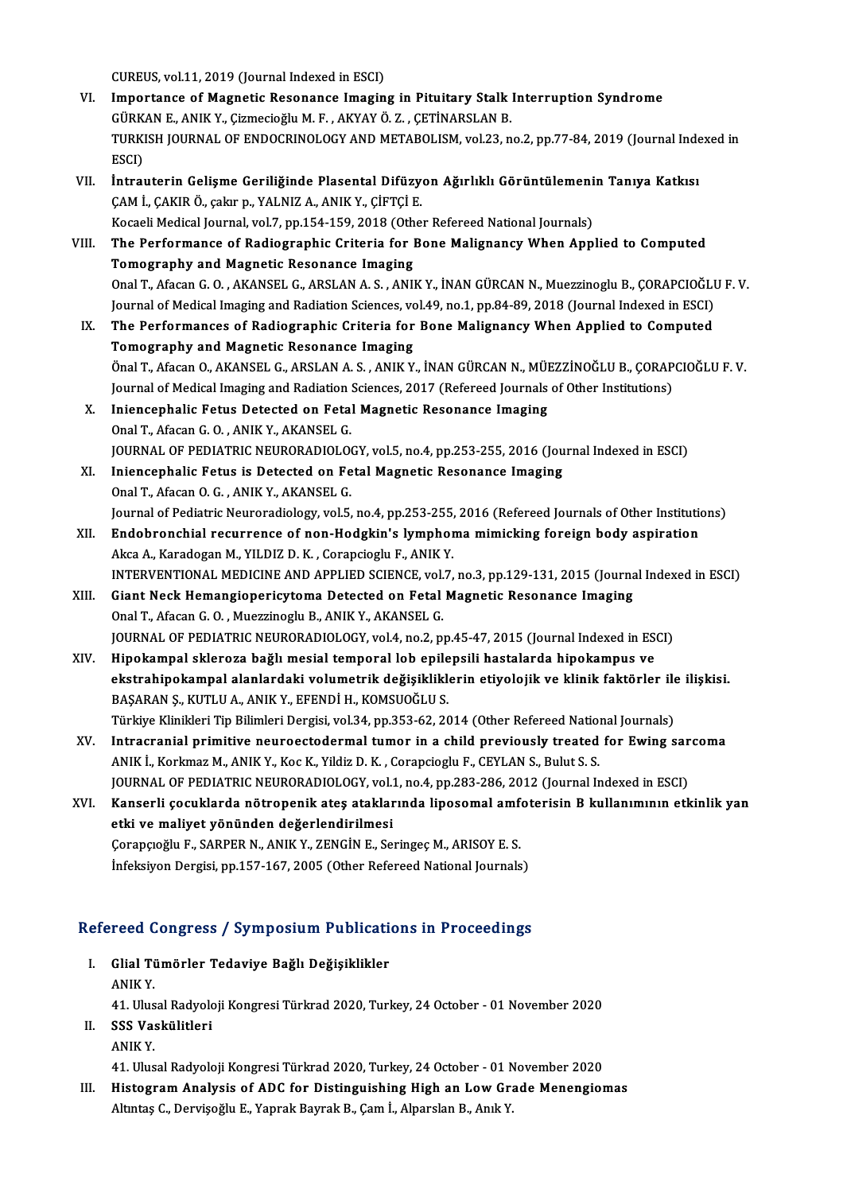CUREUS, vol.11, 2019 (Journal Indexed in ESCI)

VI. **Importance of Magnetic Resonance Imaging in Pituitary Stalk Interruption Syndrome**
GÜRKAN E., ANIK Y., Çizmecioğlu M. F. , AKYAY Ö. Z. , ÇETİNARSLAN B.
TURKISH JOURNAL OF ENDOCRINOLOGY AND METABOLISM, vol.23, no.2, pp.77-84, 2019 (Journal Indexed in ESCI)

VII. **İntrauterin Gelişme Geriliğinde Plasental Difüzyon Ağırlıklı Görüntülemenin Tanıya Katkısı**
ÇAM İ., ÇAKIR Ö., çakır p., YALNIZ A., ANIK Y., ÇİFTÇİ E.
Kocaeli Medical Journal, vol.7, pp.154-159, 2018 (Other Refereed National Journals)

VIII. **The Performance of Radiographic Criteria for Bone Malignancy When Applied to Computed Tomography and Magnetic Resonance Imaging**
Onal T., Afacan G. O. , AKANSEL G., ARSLAN A. S. , ANIK Y., İNAN GÜRCAN N., Muezzinoglu B., ÇORAPCIOĞLU F. V.
Journal of Medical Imaging and Radiation Sciences, vol.49, no.1, pp.84-89, 2018 (Journal Indexed in ESCI)

IX. **The Performances of Radiographic Criteria for Bone Malignancy When Applied to Computed Tomography and Magnetic Resonance Imaging**
Önal T., Afacan O., AKANSEL G., ARSLAN A. S. , ANIK Y., İNAN GÜRCAN N., MÜEZZİNOĞLU B., ÇORAPCIOĞLU F. V.
Journal of Medical Imaging and Radiation Sciences, 2017 (Refereed Journals of Other Institutions)

X. **Iniencephalic Fetus Detected on Fetal Magnetic Resonance Imaging**
Onal T., Afacan G. O. , ANIK Y., AKANSEL G.
JOURNAL OF PEDIATRIC NEURORADIOLOGY, vol.5, no.4, pp.253-255, 2016 (Journal Indexed in ESCI)

XI. **Iniencephalic Fetus is Detected on Fetal Magnetic Resonance Imaging**
Onal T., Afacan O. G. , ANIK Y., AKANSEL G.
Journal of Pediatric Neuroradiology, vol.5, no.4, pp.253-255, 2016 (Refereed Journals of Other Institutions)

XII. **Endobronchial recurrence of non-Hodgkin's lymphoma mimicking foreign body aspiration**
Akca A., Karadogan M., YILDIZ D. K. , Corapcioglu F., ANIK Y.
INTERVENTIONAL MEDICINE AND APPLIED SCIENCE, vol.7, no.3, pp.129-131, 2015 (Journal Indexed in ESCI)

XIII. **Giant Neck Hemangiopericytoma Detected on Fetal Magnetic Resonance Imaging**
Onal T., Afacan G. O. , Muezzinoglu B., ANIK Y., AKANSEL G.
JOURNAL OF PEDIATRIC NEURORADIOLOGY, vol.4, no.2, pp.45-47, 2015 (Journal Indexed in ESCI)

XIV. **Hipokampal skleroza bağlı mesial temporal lob epilepsili hastalarda hipokampus ve ekstrahipokampal alanlardaki volumetrik değişikliklerin etiyolojik ve klinik faktörler ile ilişkisi.**
BAŞARAN Ş., KUTLU A., ANIK Y., EFENDİ H., KOMSUOĞLU S.
Türkiye Klinikleri Tip Bilimleri Dergisi, vol.34, pp.353-62, 2014 (Other Refereed National Journals)

XV. **Intracranial primitive neuroectodermal tumor in a child previously treated for Ewing sarcoma**
ANIK İ., Korkmaz M., ANIK Y., Koc K., Yildiz D. K. , Corapcioglu F., CEYLAN S., Bulut S. S.
JOURNAL OF PEDIATRIC NEURORADIOLOGY, vol.1, no.4, pp.283-286, 2012 (Journal Indexed in ESCI)

XVI. **Kanserli çocuklarda nötropenik ateş ataklarında liposomal amfoterisin B kullanımının etkinlik yan etki ve maliyet yönünden değerlendirilmesi**
Çorapçıoğlu F., SARPER N., ANIK Y., ZENGİN E., Seringeç M., ARISOY E. S.
İnfeksiyon Dergisi, pp.157-167, 2005 (Other Refereed National Journals)

## Refereed Congress / Symposium Publications in Proceedings

I. **Glial Tümörler Tedaviye Bağlı Değişiklikler**
ANIK Y.
41. Ulusal Radyoloji Kongresi Türkrad 2020, Turkey, 24 October - 01 November 2020

II. **SSS Vaskülitleri**
ANIK Y.
41. Ulusal Radyoloji Kongresi Türkrad 2020, Turkey, 24 October - 01 November 2020

III. **Histogram Analysis of ADC for Distinguishing High an Low Grade Menengiomas**
Altıntaş C., Dervişoğlu E., Yaprak Bayrak B., Çam İ., Alparslan B., Anık Y.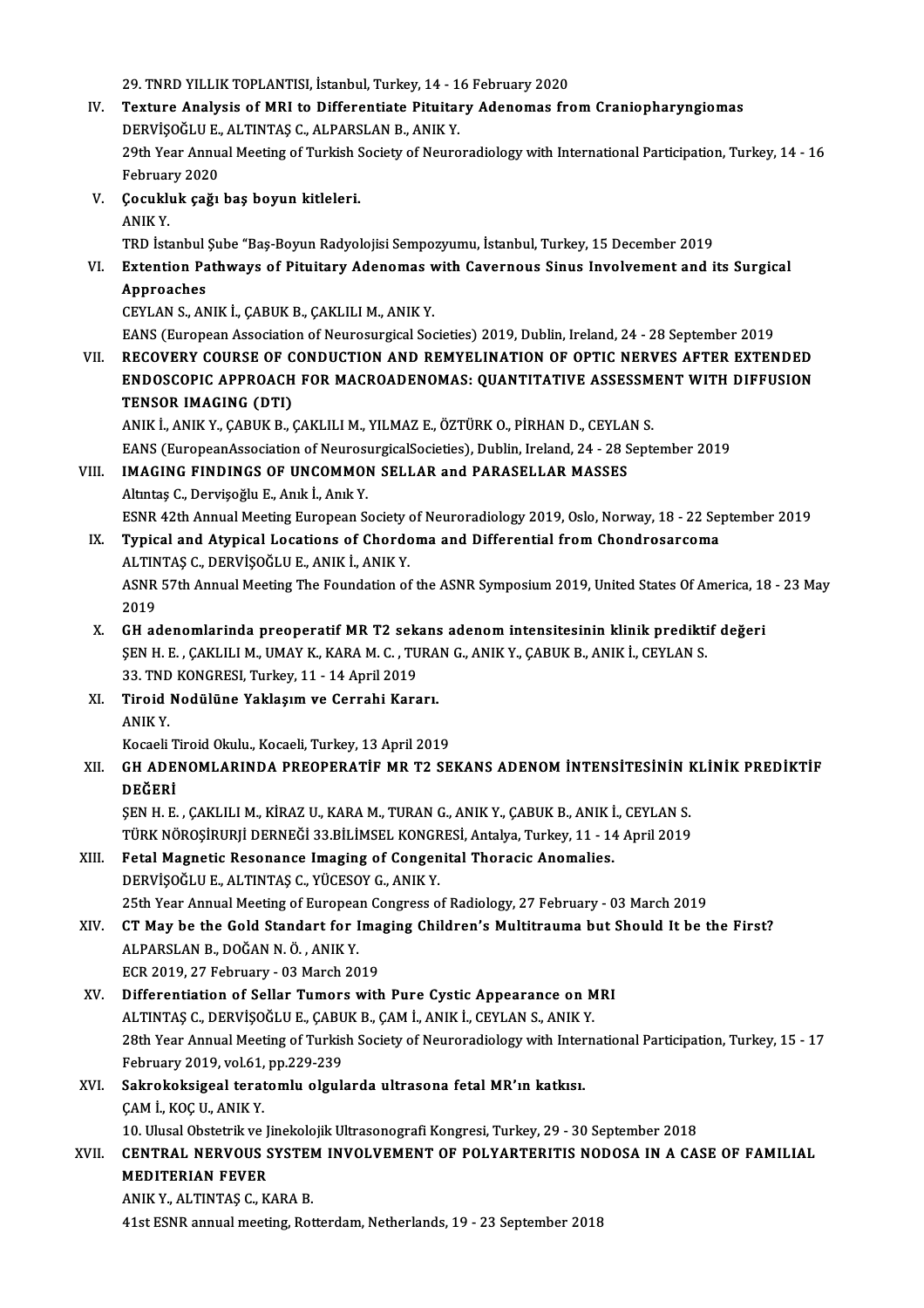29. TNRD YILLIK TOPLANTISI, İstanbul, Turkey, 14 - 16 February 2020

IV. **Texture Analysis of MRI to Differentiate Pituitary Adenomas from Craniopharyngiomas**
DERVİŞOĞLU E., ALTINTAŞ C., ALPARSLAN B., ANIK Y.
29th Year Annual Meeting of Turkish Society of Neuroradiology with International Participation, Turkey, 14 - 16 February 2020

V. **Çocukluk çağı baş boyun kitleleri.**
ANIK Y.
TRD İstanbul Şube "Baş-Boyun Radyolojisi Sempozyumu, İstanbul, Turkey, 15 December 2019

VI. **Extention Pathways of Pituitary Adenomas with Cavernous Sinus Involvement and its Surgical Approaches**
CEYLAN S., ANIK İ., ÇABUK B., ÇAKLILI M., ANIK Y.
EANS (European Association of Neurosurgical Societies) 2019, Dublin, Ireland, 24 - 28 September 2019

VII. **RECOVERY COURSE OF CONDUCTION AND REMYELINATION OF OPTIC NERVES AFTER EXTENDED ENDOSCOPIC APPROACH FOR MACROADENOMAS: QUANTITATIVE ASSESSMENT WITH DIFFUSION TENSOR IMAGING (DTI)**
ANIK İ., ANIK Y., ÇABUK B., ÇAKLILI M., YILMAZ E., ÖZTÜRK O., PİRHAN D., CEYLAN S.
EANS (EuropeanAssociation of NeurosurgicalSocieties), Dublin, Ireland, 24 - 28 September 2019

VIII. **IMAGING FINDINGS OF UNCOMMON SELLAR and PARASELLAR MASSES**
Altıntaş C., Dervişoğlu E., Anık İ., Anık Y.
ESNR 42th Annual Meeting European Society of Neuroradiology 2019, Oslo, Norway, 18 - 22 September 2019

IX. **Typical and Atypical Locations of Chordoma and Differential from Chondrosarcoma**
ALTINTAŞ C., DERVİŞOĞLU E., ANIK İ., ANIK Y.
ASNR 57th Annual Meeting The Foundation of the ASNR Symposium 2019, United States Of America, 18 - 23 May 2019

X. **GH adenomlarinda preoperatif MR T2 sekans adenom intensitesinin klinik prediktif değeri**
ŞEN H. E. , ÇAKLILI M., UMAY K., KARA M. C. , TURAN G., ANIK Y., ÇABUK B., ANIK İ., CEYLAN S.
33. TND KONGRESI, Turkey, 11 - 14 April 2019

XI. **Tiroid Nodülüne Yaklaşım ve Cerrahi Kararı.**
ANIK Y.
Kocaeli Tiroid Okulu., Kocaeli, Turkey, 13 April 2019

XII. **GH ADENOMLARINDA PREOPERATİF MR T2 SEKANS ADENOM İNTENSİTESİNİN KLİNİK PREDİKTİF DEĞERİ**
ŞEN H. E. , ÇAKLILI M., KİRAZ U., KARA M., TURAN G., ANIK Y., ÇABUK B., ANIK İ., CEYLAN S.
TÜRK NÖROŞİRURJİ DERNEĞİ 33.BİLİMSEL KONGRESİ, Antalya, Turkey, 11 - 14 April 2019

XIII. **Fetal Magnetic Resonance Imaging of Congenital Thoracic Anomalies.**
DERVİŞOĞLU E., ALTINTAŞ C., YÜCESOY G., ANIK Y.
25th Year Annual Meeting of European Congress of Radiology, 27 February - 03 March 2019

XIV. **CT May be the Gold Standart for Imaging Children's Multitrauma but Should It be the First?**
ALPARSLAN B., DOĞAN N. Ö. , ANIK Y.
ECR 2019, 27 February - 03 March 2019

XV. **Differentiation of Sellar Tumors with Pure Cystic Appearance on MRI**
ALTINTAŞ C., DERVİŞOĞLU E., ÇABUK B., ÇAM İ., ANIK İ., CEYLAN S., ANIK Y.
28th Year Annual Meeting of Turkish Society of Neuroradiology with International Participation, Turkey, 15 - 17 February 2019, vol.61, pp.229-239

XVI. **Sakrokoksigeal teratomlu olgularda ultrasona fetal MR'ın katkısı.**
ÇAM İ., KOÇ U., ANIK Y.
10. Ulusal Obstetrik ve Jinekolojik Ultrasonografi Kongresi, Turkey, 29 - 30 September 2018

XVII. **CENTRAL NERVOUS SYSTEM INVOLVEMENT OF POLYARTERITIS NODOSA IN A CASE OF FAMILIAL MEDITERIAN FEVER**
ANIK Y., ALTINTAŞ C., KARA B.
41st ESNR annual meeting, Rotterdam, Netherlands, 19 - 23 September 2018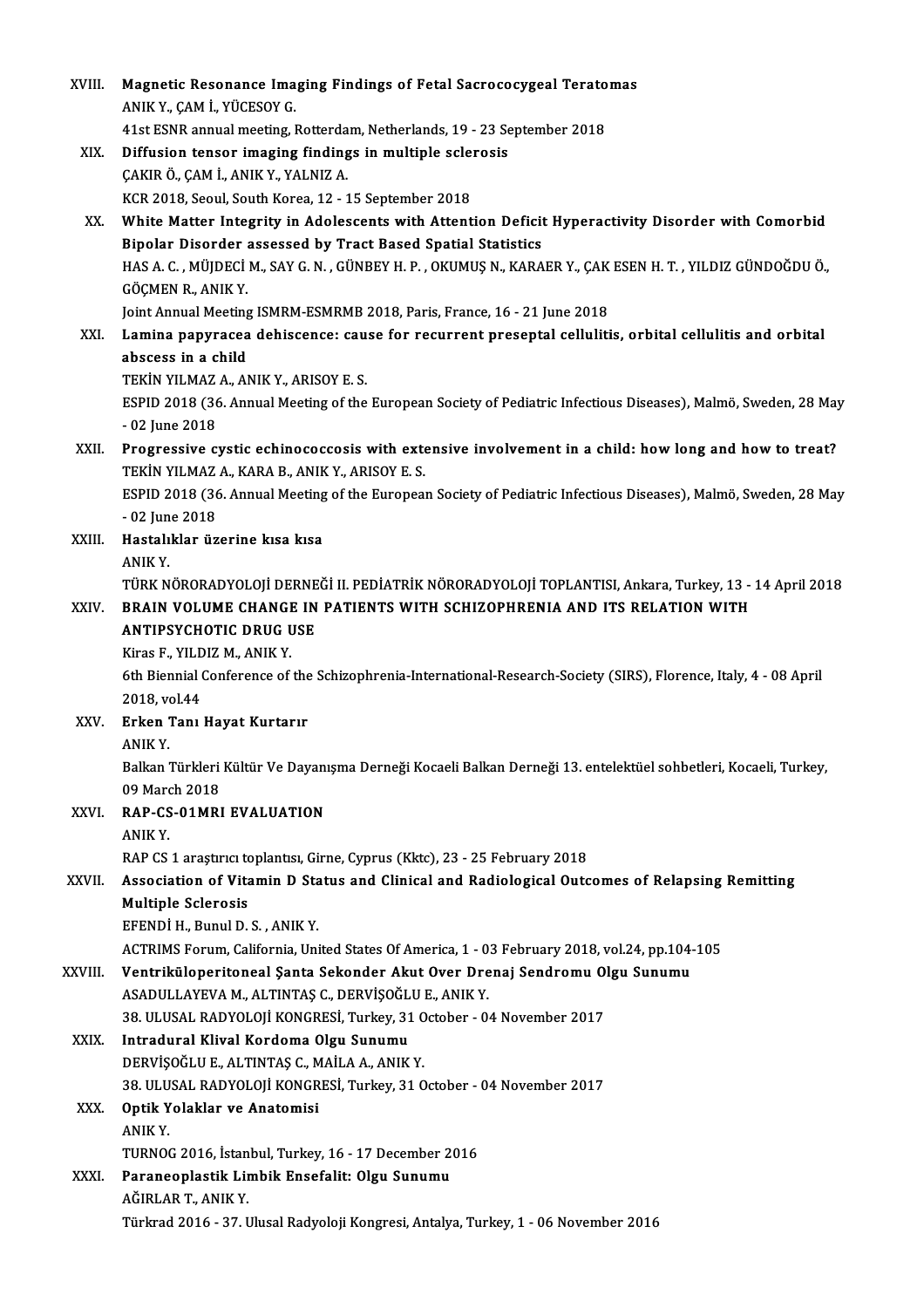XVIII. **Magnetic Resonance Imaging Findings of Fetal Sacrococcygeal Teratomas**
ANIK Y., ÇAM İ., YÜCESOY G.
41st ESNR annual meeting, Rotterdam, Netherlands, 19 - 23 September 2018

XIX. **Diffusion tensor imaging findings in multiple sclerosis**
ÇAKIR Ö., ÇAM İ., ANIK Y., YALNIZ A.
KCR 2018, Seoul, South Korea, 12 - 15 September 2018

XX. **White Matter Integrity in Adolescents with Attention Deficit Hyperactivity Disorder with Comorbid Bipolar Disorder assessed by Tract Based Spatial Statistics**
HAS A. C. , MÜJDECİ M., SAY G. N. , GÜNBEY H. P. , OKUMUŞ N., KARAER Y., ÇAK ESEN H. T. , YILDIZ GÜNDOĞDU Ö., GÖÇMEN R., ANIK Y.
Joint Annual Meeting ISMRM-ESMRMB 2018, Paris, France, 16 - 21 June 2018

XXI. **Lamina papyracea dehiscence: cause for recurrent preseptal cellulitis, orbital cellulitis and orbital abscess in a child**
TEKİN YILMAZ A., ANIK Y., ARISOY E. S.
ESPID 2018 (36. Annual Meeting of the European Society of Pediatric Infectious Diseases), Malmö, Sweden, 28 May - 02 June 2018

XXII. **Progressive cystic echinococcosis with extensive involvement in a child: how long and how to treat?**
TEKİN YILMAZ A., KARA B., ANIK Y., ARISOY E. S.
ESPID 2018 (36. Annual Meeting of the European Society of Pediatric Infectious Diseases), Malmö, Sweden, 28 May - 02 June 2018

XXIII. **Hastalıklar üzerine kısa kısa**
ANIK Y.
TÜRK NÖRORADYOLOJİ DERNEĞİ II. PEDİATRİK NÖRORADYOLOJİ TOPLANTISI, Ankara, Turkey, 13 - 14 April 2018

XXIV. **BRAIN VOLUME CHANGE IN PATIENTS WITH SCHIZOPHRENIA AND ITS RELATION WITH ANTIPSYCHOTIC DRUG USE**
Kiras F., YILDIZ M., ANIK Y.
6th Biennial Conference of the Schizophrenia-International-Research-Society (SIRS), Florence, Italy, 4 - 08 April 2018, vol.44

XXV. **Erken Tanı Hayat Kurtarır**
ANIK Y.
Balkan Türkleri Kültür Ve Dayanışma Derneği Kocaeli Balkan Derneği 13. entelektüel sohbetleri, Kocaeli, Turkey, 09 March 2018

XXVI. **RAP-CS-01MRI EVALUATION**
ANIK Y.
RAP CS 1 araştırıcı toplantısı, Girne, Cyprus (Kktc), 23 - 25 February 2018

XXVII. **Association of Vitamin D Status and Clinical and Radiological Outcomes of Relapsing Remitting Multiple Sclerosis**
EFENDİ H., Bunul D. S. , ANIK Y.
ACTRIMS Forum, California, United States Of America, 1 - 03 February 2018, vol.24, pp.104-105

XXVIII. **Ventriküloperitoneal Şanta Sekonder Akut Over Drenaj Sendromu Olgu Sunumu**
ASADULLAYEVA M., ALTINTAŞ C., DERVİŞOĞLU E., ANIK Y.
38. ULUSAL RADYOLOJİ KONGRESİ, Turkey, 31 October - 04 November 2017

XXIX. **Intradural Klival Kordoma Olgu Sunumu**
DERVİŞOĞLU E., ALTINTAŞ C., MAİLA A., ANIK Y.
38. ULUSAL RADYOLOJİ KONGRESİ, Turkey, 31 October - 04 November 2017

XXX. **Optik Yolaklar ve Anatomisi**
ANIK Y.
TURNOG 2016, İstanbul, Turkey, 16 - 17 December 2016

XXXI. **Paraneoplastik Limbik Ensefalit: Olgu Sunumu**
AĞIRLAR T., ANIK Y.
Türkrad 2016 - 37. Ulusal Radyoloji Kongresi, Antalya, Turkey, 1 - 06 November 2016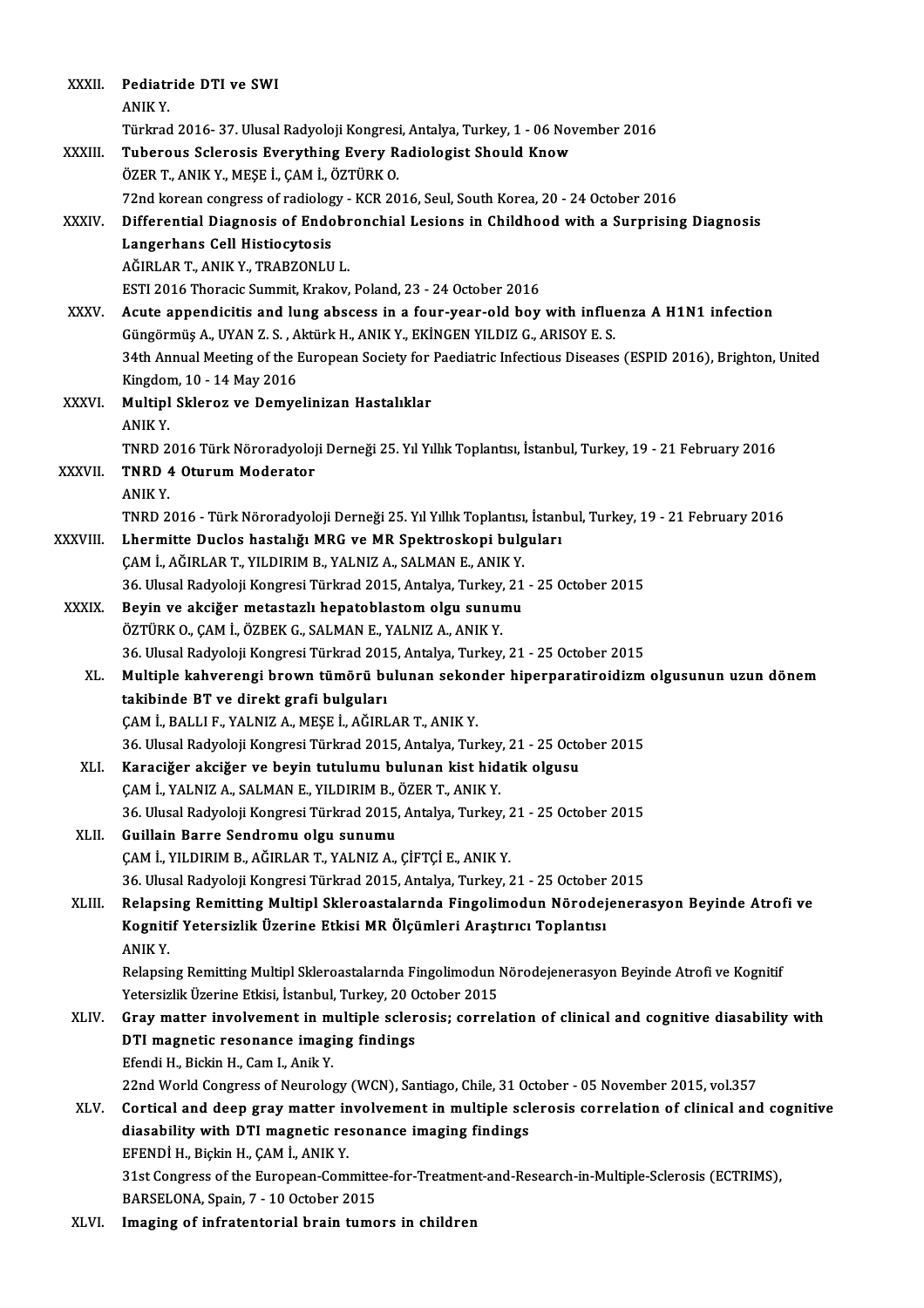XXXII. **Pediatride DTI ve SWI**
ANIK Y.
Türkrad 2016- 37. Ulusal Radyoloji Kongresi, Antalya, Turkey, 1 - 06 November 2016

XXXIII. **Tuberous Sclerosis Everything Every Radiologist Should Know**
ÖZER T., ANIK Y., MEŞE İ., ÇAM İ., ÖZTÜRK O.
72nd korean congress of radiology - KCR 2016, Seul, South Korea, 20 - 24 October 2016

XXXIV. **Differential Diagnosis of Endobronchial Lesions in Childhood with a Surprising Diagnosis Langerhans Cell Histiocytosis**
AĞIRLAR T., ANIK Y., TRABZONLU L.
ESTI 2016 Thoracic Summit, Krakov, Poland, 23 - 24 October 2016

XXXV. **Acute appendicitis and lung abscess in a four-year-old boy with influenza A H1N1 infection**
Güngörmüş A., UYAN Z. S. , Aktürk H., ANIK Y., EKİNGEN YILDIZ G., ARISOY E. S.
34th Annual Meeting of the European Society for Paediatric Infectious Diseases (ESPID 2016), Brighton, United Kingdom, 10 - 14 May 2016

XXXVI. **Multipl Skleroz ve Demyelinizan Hastalıklar**
ANIK Y.
TNRD 2016 Türk Nöroradyoloji Derneği 25. Yıl Yıllık Toplantısı, İstanbul, Turkey, 19 - 21 February 2016

XXXVII. **TNRD 4 Oturum Moderator**
ANIK Y.
TNRD 2016 - Türk Nöroradyoloji Derneği 25. Yıl Yıllık Toplantısı, İstanbul, Turkey, 19 - 21 February 2016

XXXVIII. **Lhermitte Duclos hastalığı MRG ve MR Spektroskopi bulguları**
ÇAM İ., AĞIRLAR T., YILDIRIM B., YALNIZ A., SALMAN E., ANIK Y.
36. Ulusal Radyoloji Kongresi Türkrad 2015, Antalya, Turkey, 21 - 25 October 2015

XXXIX. **Beyin ve akciğer metastazlı hepatoblastom olgu sunumu**
ÖZTÜRK O., ÇAM İ., ÖZBEK G., SALMAN E., YALNIZ A., ANIK Y.
36. Ulusal Radyoloji Kongresi Türkrad 2015, Antalya, Turkey, 21 - 25 October 2015

XL. **Multiple kahverengi brown tümörü bulunan sekonder hiperparatiroidizm olgusunun uzun dönem takibinde BT ve direkt grafi bulguları**
ÇAM İ., BALLI F., YALNIZ A., MEŞE İ., AĞIRLAR T., ANIK Y.
36. Ulusal Radyoloji Kongresi Türkrad 2015, Antalya, Turkey, 21 - 25 October 2015

XLI. **Karaciğer akciğer ve beyin tutulumu bulunan kist hidatik olgusu**
ÇAM İ., YALNIZ A., SALMAN E., YILDIRIM B., ÖZER T., ANIK Y.
36. Ulusal Radyoloji Kongresi Türkrad 2015, Antalya, Turkey, 21 - 25 October 2015

XLII. **Guillain Barre Sendromu olgu sunumu**
ÇAM İ., YILDIRIM B., AĞIRLAR T., YALNIZ A., ÇİFTÇİ E., ANIK Y.
36. Ulusal Radyoloji Kongresi Türkrad 2015, Antalya, Turkey, 21 - 25 October 2015

XLIII. **Relapsing Remitting Multipl Skleroastalarnda Fingolimodun Nörodejenerasyon Beyinde Atrofi ve Kognitif Yetersizlik Üzerine Etkisi MR Ölçümleri Araştırıcı Toplantısı**
ANIK Y.
Relapsing Remitting Multipl Skleroastalarnda Fingolimodun Nörodejenerasyon Beyinde Atrofi ve Kognitif Yetersizlik Üzerine Etkisi, İstanbul, Turkey, 20 October 2015

XLIV. **Gray matter involvement in multiple sclerosis; correlation of clinical and cognitive diasability with DTI magnetic resonance imaging findings**
Efendi H., Bickin H., Cam I., Anik Y.
22nd World Congress of Neurology (WCN), Santiago, Chile, 31 October - 05 November 2015, vol.357

XLV. **Cortical and deep gray matter involvement in multiple sclerosis correlation of clinical and cognitive diasability with DTI magnetic resonance imaging findings**
EFENDİ H., Biçkin H., ÇAM İ., ANIK Y.
31st Congress of the European-Committee-for-Treatment-and-Research-in-Multiple-Sclerosis (ECTRIMS), BARSELONA, Spain, 7 - 10 October 2015

XLVI. **Imaging of infratentorial brain tumors in children**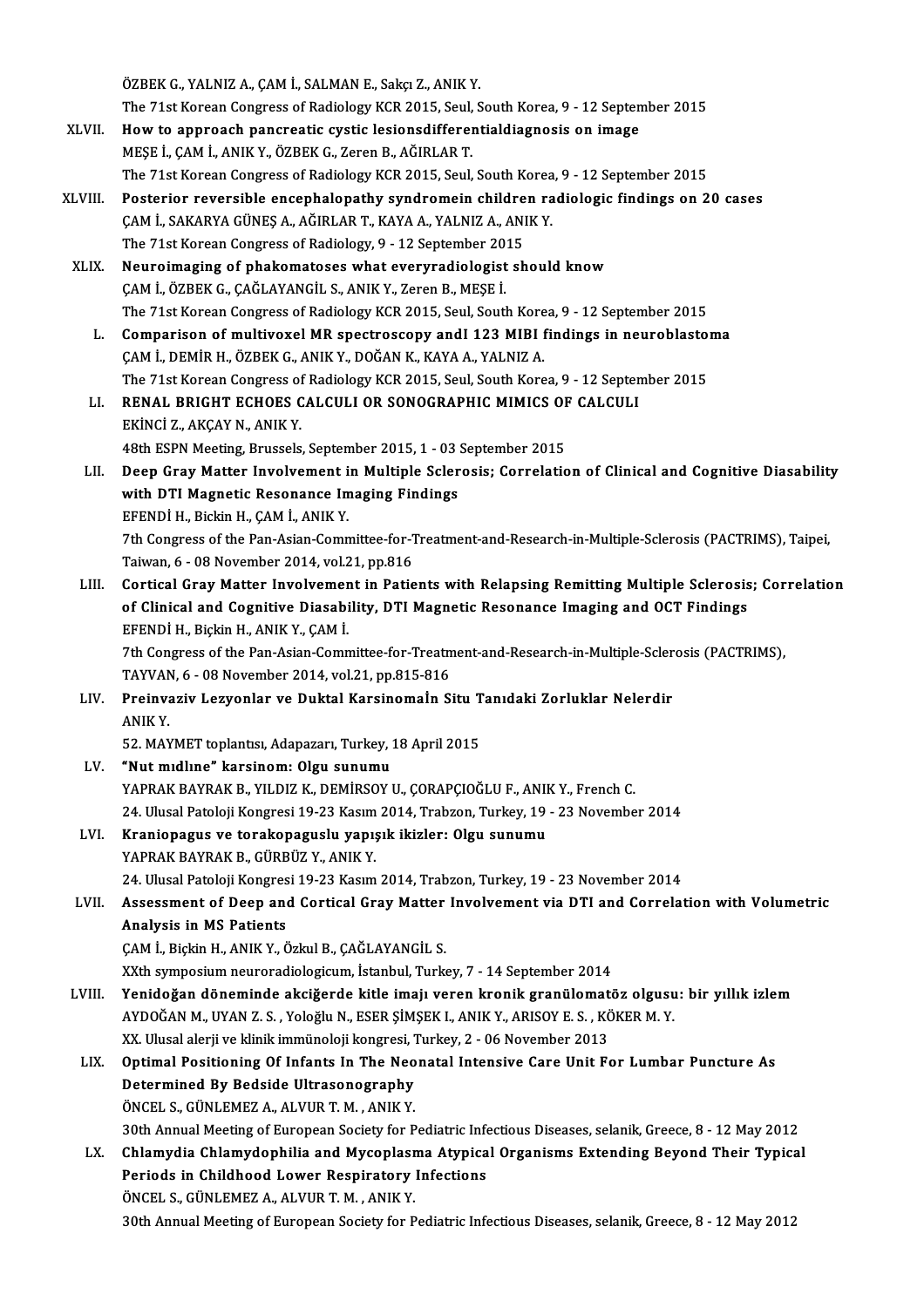ÖZBEK G., YALNIZ A., ÇAM İ., SALMAN E., Sakçı Z., ANIK Y.
The 71st Korean Congress of Radiology KCR 2015, Seul, South Korea, 9 - 12 September 2015

XLVII. **How to approach pancreatic cystic lesionsdifferentialdiagnosis on image**
MEŞE İ., ÇAM İ., ANIK Y., ÖZBEK G., Zeren B., AĞIRLAR T.
The 71st Korean Congress of Radiology KCR 2015, Seul, South Korea, 9 - 12 September 2015

XLVIII. **Posterior reversible encephalopathy syndromein children radiologic findings on 20 cases**
ÇAM İ., SAKARYA GÜNEŞ A., AĞIRLAR T., KAYA A., YALNIZ A., ANIK Y.
The 71st Korean Congress of Radiology, 9 - 12 September 2015

XLIX. **Neuroimaging of phakomatoses what everyradiologist should know**
ÇAM İ., ÖZBEK G., ÇAĞLAYANGİL S., ANIK Y., Zeren B., MEŞE İ.
The 71st Korean Congress of Radiology KCR 2015, Seul, South Korea, 9 - 12 September 2015

L. **Comparison of multivoxel MR spectroscopy andI 123 MIBI findings in neuroblastoma**
ÇAM İ., DEMİR H., ÖZBEK G., ANIK Y., DOĞAN K., KAYA A., YALNIZ A.
The 71st Korean Congress of Radiology KCR 2015, Seul, South Korea, 9 - 12 September 2015

LI. **RENAL BRIGHT ECHOES CALCULI OR SONOGRAPHIC MIMICS OF CALCULI**
EKİNCİ Z., AKÇAY N., ANIK Y.
48th ESPN Meeting, Brussels, September 2015, 1 - 03 September 2015

LII. **Deep Gray Matter Involvement in Multiple Sclerosis; Correlation of Clinical and Cognitive Diasability with DTI Magnetic Resonance Imaging Findings**
EFENDİ H., Bickin H., ÇAM İ., ANIK Y.
7th Congress of the Pan-Asian-Committee-for-Treatment-and-Research-in-Multiple-Sclerosis (PACTRIMS), Taipei, Taiwan, 6 - 08 November 2014, vol.21, pp.816

LIII. **Cortical Gray Matter Involvement in Patients with Relapsing Remitting Multiple Sclerosis; Correlation of Clinical and Cognitive Diasability, DTI Magnetic Resonance Imaging and OCT Findings**
EFENDİ H., Biçkin H., ANIK Y., ÇAM İ.
7th Congress of the Pan-Asian-Committee-for-Treatment-and-Research-in-Multiple-Sclerosis (PACTRIMS), TAYVAN, 6 - 08 November 2014, vol.21, pp.815-816

LIV. **Preinvaziv Lezyonlar ve Duktal Karsinomaİn Situ Tanıdaki Zorluklar Nelerdir**
ANIK Y.
52. MAYMET toplantısı, Adapazarı, Turkey, 18 April 2015

LV. **"Nut mıdlıne" karsinom: Olgu sunumu**
YAPRAK BAYRAK B., YILDIZ K., DEMİRSOY U., ÇORAPÇIOĞLU F., ANIK Y., French C.
24. Ulusal Patoloji Kongresi 19-23 Kasım 2014, Trabzon, Turkey, 19 - 23 November 2014

LVI. **Kraniopagus ve torakopaguslu yapışık ikizler: Olgu sunumu**
YAPRAK BAYRAK B., GÜRBÜZ Y., ANIK Y.
24. Ulusal Patoloji Kongresi 19-23 Kasım 2014, Trabzon, Turkey, 19 - 23 November 2014

LVII. **Assessment of Deep and Cortical Gray Matter Involvement via DTI and Correlation with Volumetric Analysis in MS Patients**
ÇAM İ., Biçkin H., ANIK Y., Özkul B., ÇAĞLAYANGİL S.
XXth symposium neuroradiologicum, İstanbul, Turkey, 7 - 14 September 2014

LVIII. **Yenidoğan döneminde akciğerde kitle imajı veren kronik granülomatöz olgusu: bir yıllık izlem**
AYDOĞAN M., UYAN Z. S. , Yoloğlu N., ESER ŞİMŞEK I., ANIK Y., ARISOY E. S. , KÖKER M. Y.
XX. Ulusal alerji ve klinik immünoloji kongresi, Turkey, 2 - 06 November 2013

LIX. **Optimal Positioning Of Infants In The Neonatal Intensive Care Unit For Lumbar Puncture As Determined By Bedside Ultrasonography**
ÖNCEL S., GÜNLEMEZ A., ALVUR T. M. , ANIK Y.
30th Annual Meeting of European Society for Pediatric Infectious Diseases, selanik, Greece, 8 - 12 May 2012

LX. **Chlamydia Chlamydophilia and Mycoplasma Atypical Organisms Extending Beyond Their Typical Periods in Childhood Lower Respiratory Infections**
ÖNCEL S., GÜNLEMEZ A., ALVUR T. M. , ANIK Y.
30th Annual Meeting of European Society for Pediatric Infectious Diseases, selanik, Greece, 8 - 12 May 2012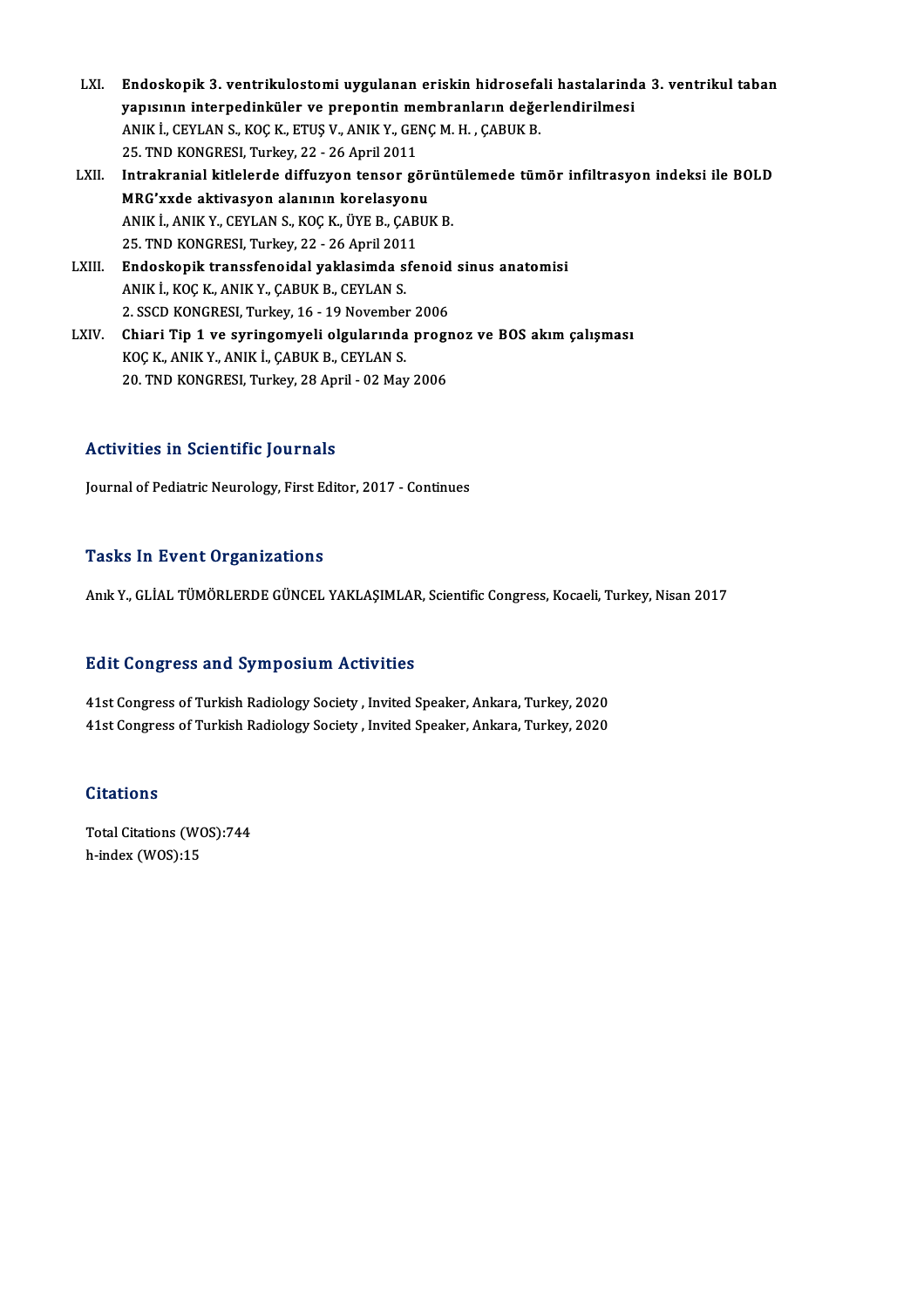LXI. **Endoskopik 3. ventrikulostomi uygulanan eriskin hidrosefali hastalarinda 3. ventrikul taban yapısının interpedinküler ve prepontin membranların değerlendirilmesi**
ANIK İ., CEYLAN S., KOÇ K., ETUŞ V., ANIK Y., GENÇ M. H. , ÇABUK B.
25. TND KONGRESI, Turkey, 22 - 26 April 2011

LXII. **Intrakranial kitlelerde diffuzyon tensor görüntülemede tümör infiltrasyon indeksi ile BOLD MRG'xxde aktivasyon alanının korelasyonu**
ANIK İ., ANIK Y., CEYLAN S., KOÇ K., ÜYE B., ÇABUK B.
25. TND KONGRESI, Turkey, 22 - 26 April 2011

LXIII. **Endoskopik transsfenoidal yaklasimda sfenoid sinus anatomisi**
ANIK İ., KOÇ K., ANIK Y., ÇABUK B., CEYLAN S.
2. SSCD KONGRESI, Turkey, 16 - 19 November 2006

LXIV. **Chiari Tip 1 ve syringomyeli olgularında prognoz ve BOS akım çalışması**
KOÇ K., ANIK Y., ANIK İ., ÇABUK B., CEYLAN S.
20. TND KONGRESI, Turkey, 28 April - 02 May 2006

## Activities in Scientific Journals

Journal of Pediatric Neurology, First Editor, 2017 - Continues

## Tasks In Event Organizations

Anık Y., GLİAL TÜMÖRLERDE GÜNCEL YAKLAŞIMLAR, Scientific Congress, Kocaeli, Turkey, Nisan 2017

## Edit Congress and Symposium Activities

41st Congress of Turkish Radiology Society , Invited Speaker, Ankara, Turkey, 2020
41st Congress of Turkish Radiology Society , Invited Speaker, Ankara, Turkey, 2020

## Citations

Total Citations (WOS):744
h-index (WOS):15